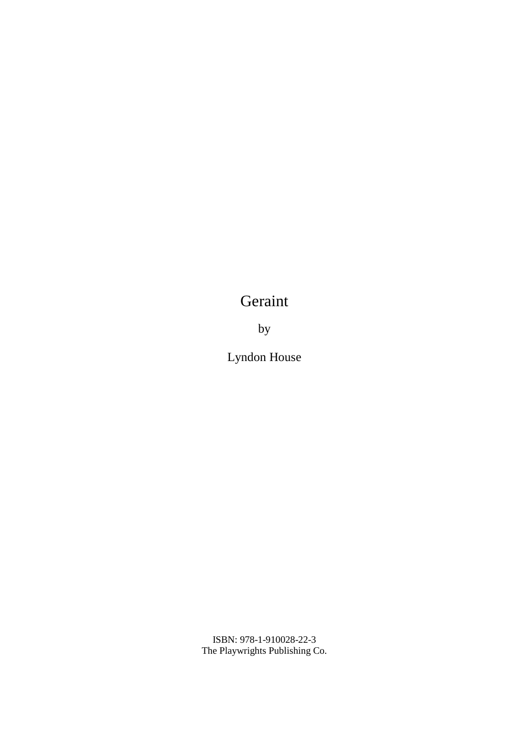# Geraint

by

Lyndon House

ISBN: 978-1-910028-22-3
The Playwrights Publishing Co.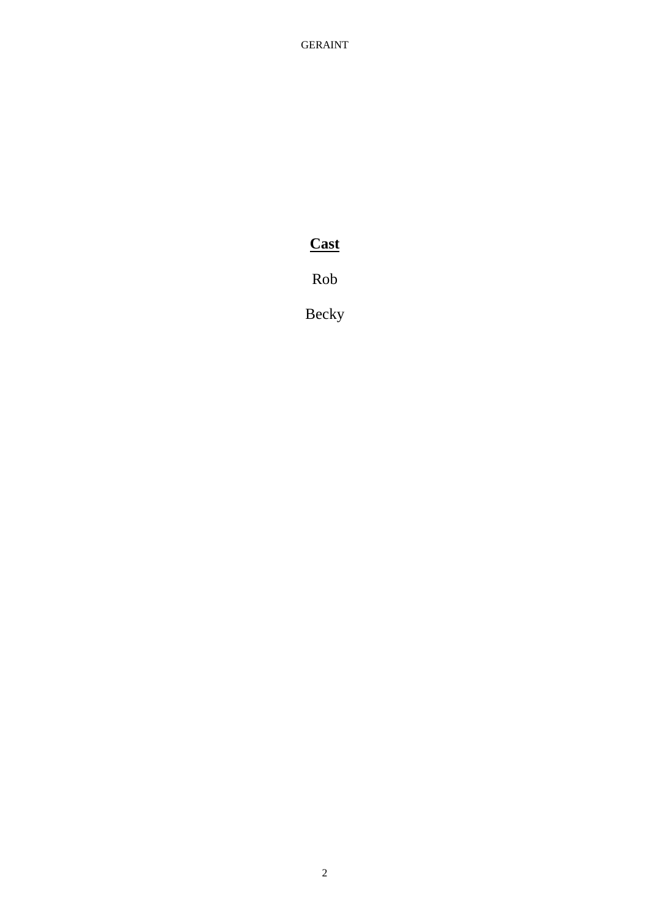**Cast**

Rob

Becky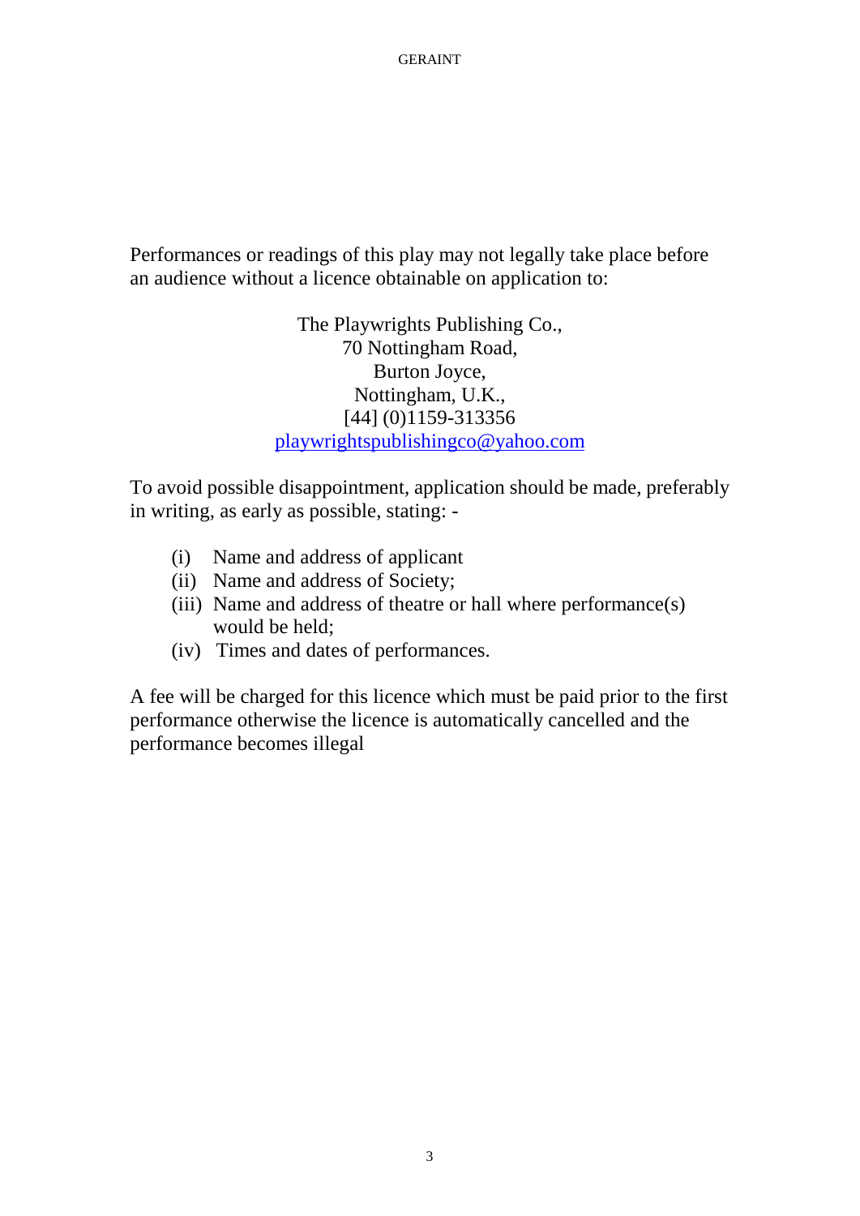Performances or readings of this play may not legally take place before an audience without a licence obtainable on application to:

The Playwrights Publishing Co.,  
70 Nottingham Road,  
Burton Joyce,  
Nottingham, U.K.,  
[44] (0)1159-313356  
playwrightspublishingco@yahoo.com

To avoid possible disappointment, application should be made, preferably in writing, as early as possible, stating: -

(i) Name and address of applicant  
(ii) Name and address of Society;  
(iii) Name and address of theatre or hall where performance(s) would be held;  
(iv) Times and dates of performances.

A fee will be charged for this licence which must be paid prior to the first performance otherwise the licence is automatically cancelled and the performance becomes illegal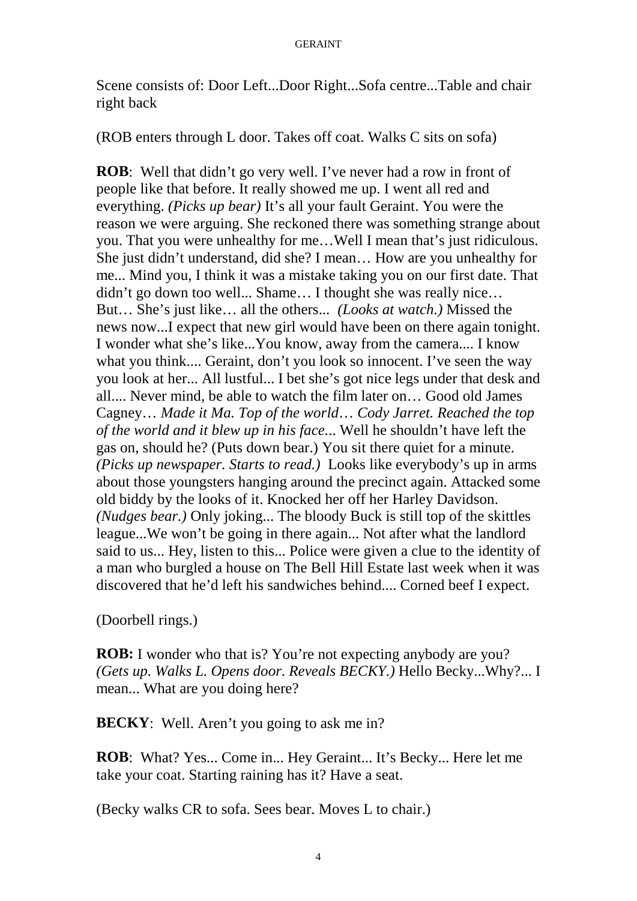Scene consists of: Door Left...Door Right...Sofa centre...Table and chair right back

(ROB enters through L door. Takes off coat. Walks C sits on sofa)

**ROB**: Well that didn't go very well. I've never had a row in front of people like that before. It really showed me up. I went all red and everything. *(Picks up bear)* It's all your fault Geraint. You were the reason we were arguing. She reckoned there was something strange about you. That you were unhealthy for me…Well I mean that's just ridiculous. She just didn't understand, did she? I mean… How are you unhealthy for me... Mind you, I think it was a mistake taking you on our first date. That didn't go down too well... Shame… I thought she was really nice… But… She's just like… all the others... *(Looks at watch.)* Missed the news now...I expect that new girl would have been on there again tonight. I wonder what she's like...You know, away from the camera.... I know what you think.... Geraint, don't you look so innocent. I've seen the way you look at her... All lustful... I bet she's got nice legs under that desk and all.... Never mind, be able to watch the film later on… Good old James Cagney… *Made it Ma. Top of the world… Cody Jarret. Reached the top of the world and it blew up in his face...* Well he shouldn't have left the gas on, should he? (Puts down bear.) You sit there quiet for a minute. *(Picks up newspaper. Starts to read.)* Looks like everybody's up in arms about those youngsters hanging around the precinct again. Attacked some old biddy by the looks of it. Knocked her off her Harley Davidson. *(Nudges bear.)* Only joking... The bloody Buck is still top of the skittles league...We won't be going in there again... Not after what the landlord said to us... Hey, listen to this... Police were given a clue to the identity of a man who burgled a house on The Bell Hill Estate last week when it was discovered that he'd left his sandwiches behind.... Corned beef I expect.

(Doorbell rings.)

**ROB:** I wonder who that is? You're not expecting anybody are you? *(Gets up. Walks L. Opens door. Reveals BECKY.)* Hello Becky...Why?... I mean... What are you doing here?

**BECKY**: Well. Aren't you going to ask me in?

**ROB**: What? Yes... Come in... Hey Geraint... It's Becky... Here let me take your coat. Starting raining has it? Have a seat.

(Becky walks CR to sofa. Sees bear. Moves L to chair.)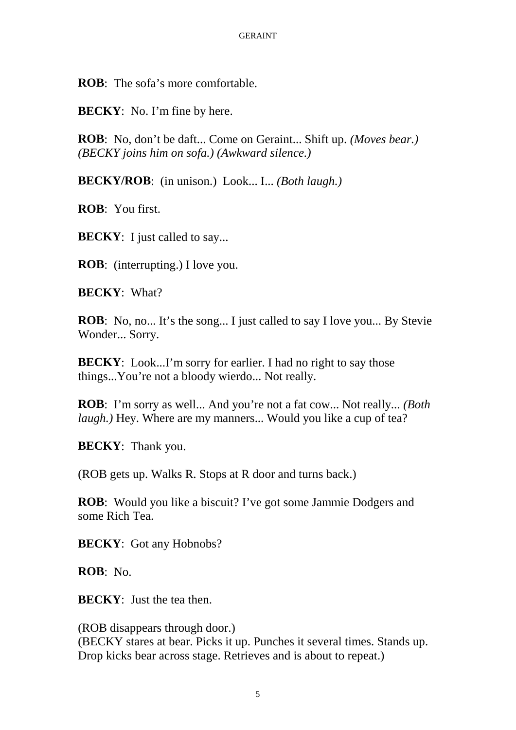**ROB**: The sofa's more comfortable.

**BECKY**: No. I'm fine by here.

**ROB**: No, don't be daft... Come on Geraint... Shift up. *(Moves bear.) (BECKY joins him on sofa.) (Awkward silence.)*

**BECKY/ROB**: (in unison.) Look... I... *(Both laugh.)*

**ROB**: You first.

**BECKY**: I just called to say...

**ROB**: (interrupting.) I love you.

**BECKY**: What?

**ROB**: No, no... It's the song... I just called to say I love you... By Stevie Wonder... Sorry.

**BECKY**: Look...I'm sorry for earlier. I had no right to say those things...You're not a bloody wierdo... Not really.

**ROB**: I'm sorry as well... And you're not a fat cow... Not really... *(Both laugh.)* Hey. Where are my manners... Would you like a cup of tea?

**BECKY**: Thank you.

(ROB gets up. Walks R. Stops at R door and turns back.)

**ROB**: Would you like a biscuit? I've got some Jammie Dodgers and some Rich Tea.

**BECKY**: Got any Hobnobs?

**ROB**: No.

**BECKY**: Just the tea then.

(ROB disappears through door.)
(BECKY stares at bear. Picks it up. Punches it several times. Stands up. Drop kicks bear across stage. Retrieves and is about to repeat.)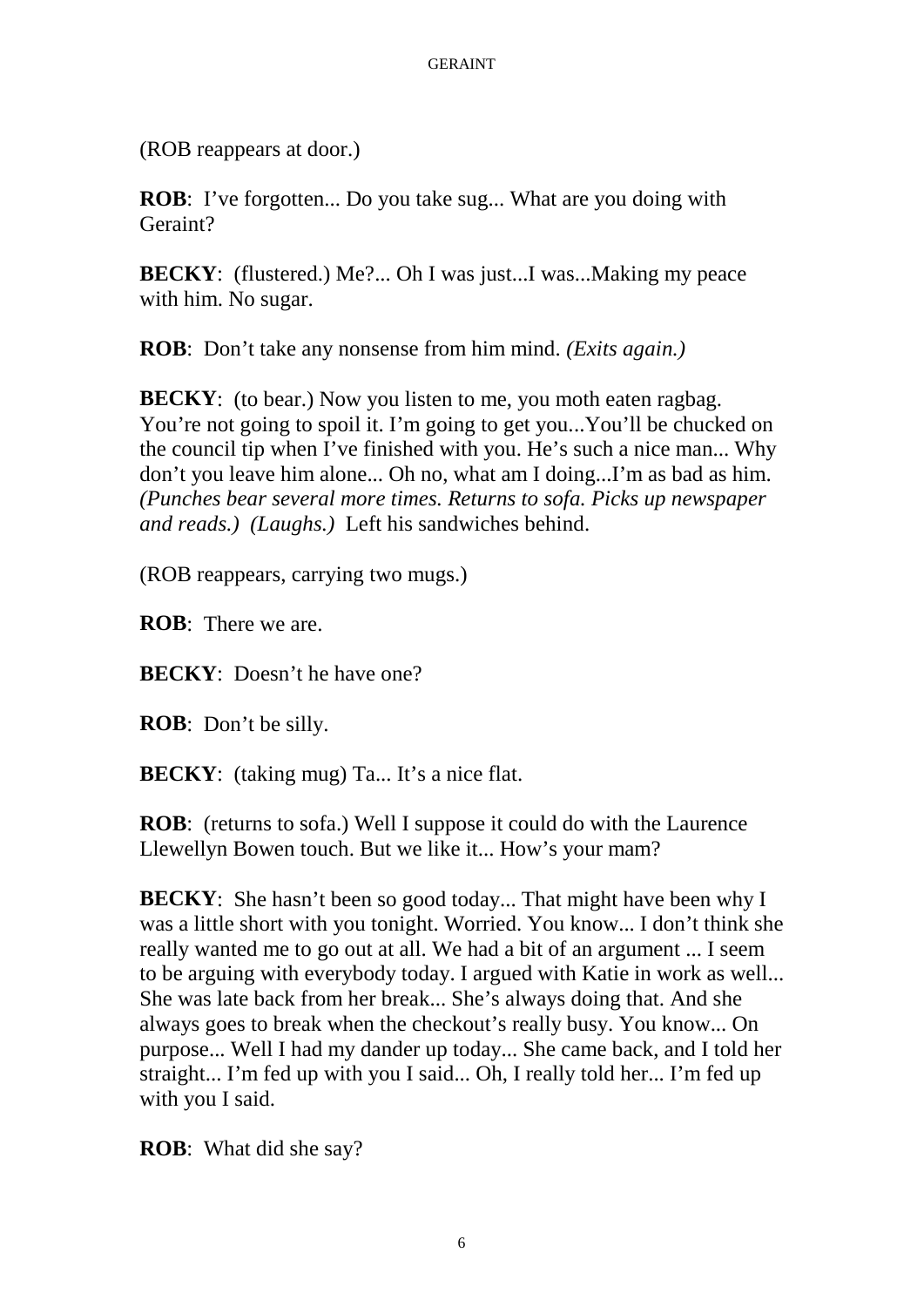(ROB reappears at door.)

**ROB**: I've forgotten... Do you take sug... What are you doing with Geraint?

**BECKY**: (flustered.) Me?... Oh I was just...I was...Making my peace with him. No sugar.

**ROB**: Don't take any nonsense from him mind. *(Exits again.)*

**BECKY**: (to bear.) Now you listen to me, you moth eaten ragbag. You're not going to spoil it. I'm going to get you...You'll be chucked on the council tip when I've finished with you. He's such a nice man... Why don't you leave him alone... Oh no, what am I doing...I'm as bad as him. *(Punches bear several more times. Returns to sofa. Picks up newspaper and reads.) (Laughs.)* Left his sandwiches behind.

(ROB reappears, carrying two mugs.)

**ROB**: There we are.

**BECKY**: Doesn't he have one?

**ROB**: Don't be silly.

**BECKY**: (taking mug) Ta... It's a nice flat.

**ROB**: (returns to sofa.) Well I suppose it could do with the Laurence Llewellyn Bowen touch. But we like it... How's your mam?

**BECKY**: She hasn't been so good today... That might have been why I was a little short with you tonight. Worried. You know... I don't think she really wanted me to go out at all. We had a bit of an argument ... I seem to be arguing with everybody today. I argued with Katie in work as well... She was late back from her break... She's always doing that. And she always goes to break when the checkout's really busy. You know... On purpose... Well I had my dander up today... She came back, and I told her straight... I'm fed up with you I said... Oh, I really told her... I'm fed up with you I said.

**ROB**: What did she say?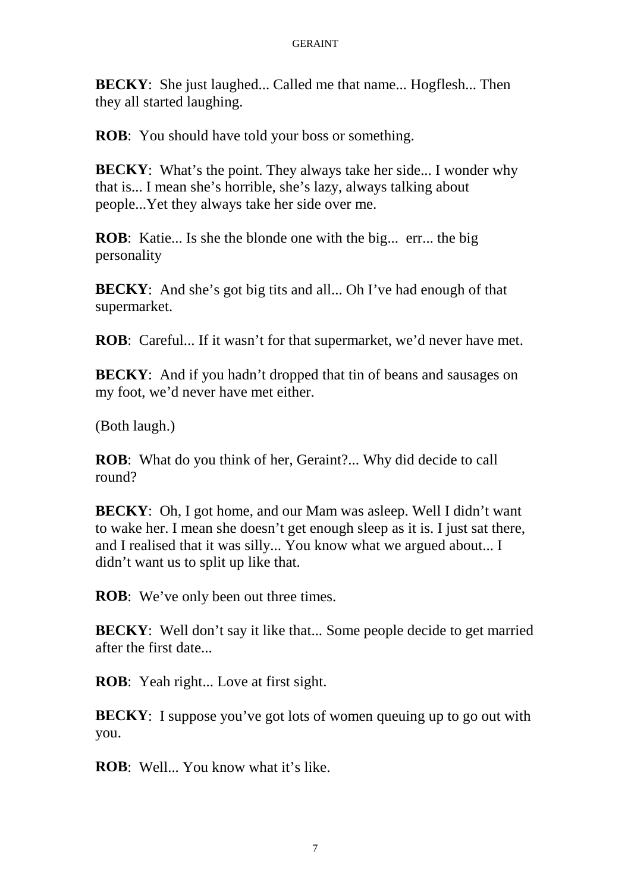**BECKY**: She just laughed... Called me that name... Hogflesh... Then they all started laughing.

**ROB**: You should have told your boss or something.

**BECKY**: What's the point. They always take her side... I wonder why that is... I mean she's horrible, she's lazy, always talking about people...Yet they always take her side over me.

**ROB**: Katie... Is she the blonde one with the big... err... the big personality

**BECKY**: And she's got big tits and all... Oh I've had enough of that supermarket.

**ROB**: Careful... If it wasn't for that supermarket, we'd never have met.

**BECKY**: And if you hadn't dropped that tin of beans and sausages on my foot, we'd never have met either.

(Both laugh.)

**ROB**: What do you think of her, Geraint?... Why did decide to call round?

**BECKY**: Oh, I got home, and our Mam was asleep. Well I didn't want to wake her. I mean she doesn't get enough sleep as it is. I just sat there, and I realised that it was silly... You know what we argued about... I didn't want us to split up like that.

**ROB**: We've only been out three times.

**BECKY**: Well don't say it like that... Some people decide to get married after the first date...

**ROB**: Yeah right... Love at first sight.

**BECKY**: I suppose you've got lots of women queuing up to go out with you.

**ROB**: Well... You know what it's like.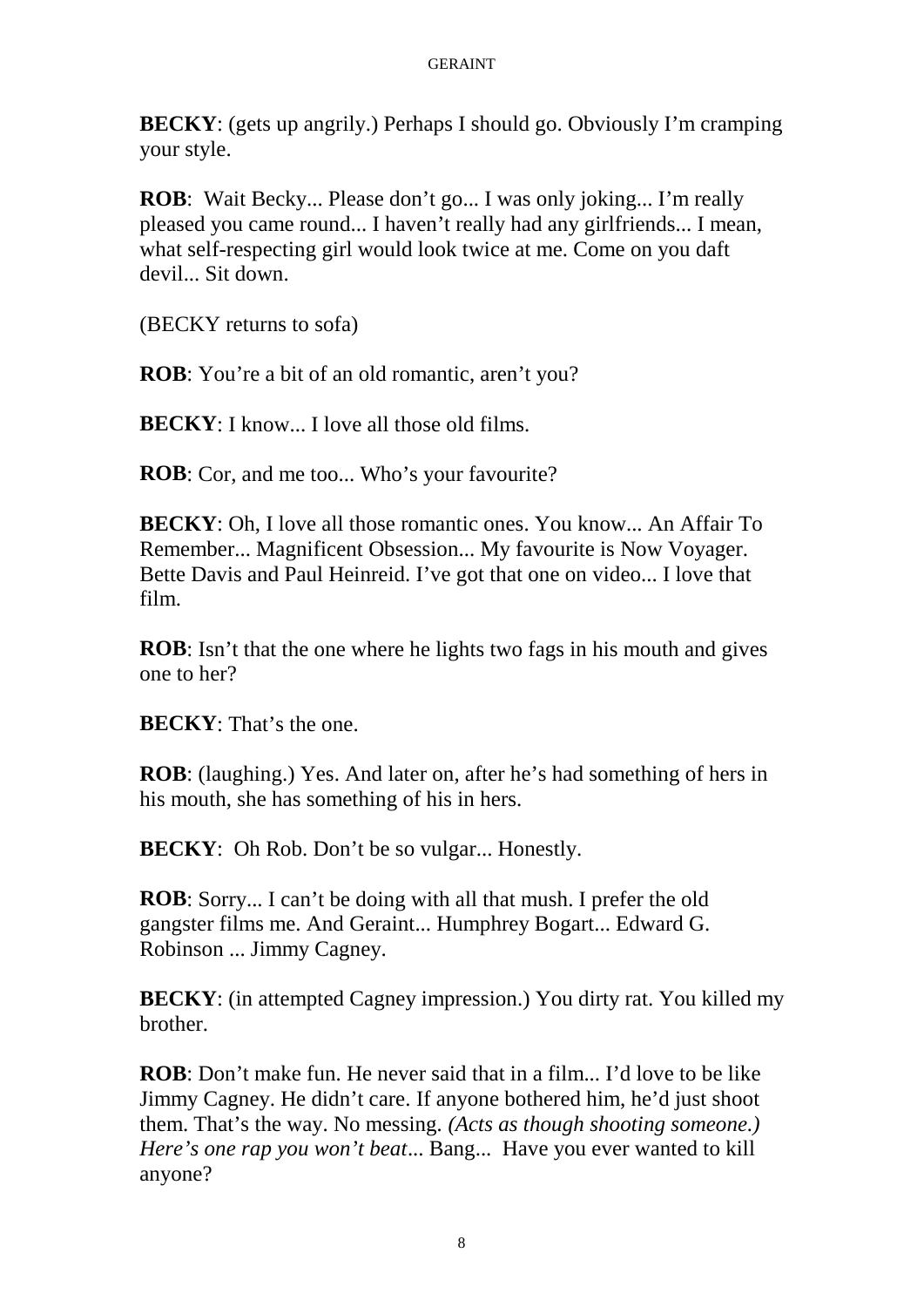**BECKY**: (gets up angrily.) Perhaps I should go. Obviously I'm cramping your style.

**ROB**: Wait Becky... Please don't go... I was only joking... I'm really pleased you came round... I haven't really had any girlfriends... I mean, what self-respecting girl would look twice at me. Come on you daft devil... Sit down.

(BECKY returns to sofa)

**ROB**: You're a bit of an old romantic, aren't you?

**BECKY**: I know... I love all those old films.

**ROB**: Cor, and me too... Who's your favourite?

**BECKY**: Oh, I love all those romantic ones. You know... An Affair To Remember... Magnificent Obsession... My favourite is Now Voyager. Bette Davis and Paul Heinreid. I've got that one on video... I love that film.

**ROB**: Isn't that the one where he lights two fags in his mouth and gives one to her?

**BECKY**: That's the one.

**ROB**: (laughing.) Yes. And later on, after he's had something of hers in his mouth, she has something of his in hers.

**BECKY**: Oh Rob. Don't be so vulgar... Honestly.

**ROB**: Sorry... I can't be doing with all that mush. I prefer the old gangster films me. And Geraint... Humphrey Bogart... Edward G. Robinson ... Jimmy Cagney.

**BECKY**: (in attempted Cagney impression.) You dirty rat. You killed my brother.

**ROB**: Don't make fun. He never said that in a film... I'd love to be like Jimmy Cagney. He didn't care. If anyone bothered him, he'd just shoot them. That's the way. No messing. *(Acts as though shooting someone.) Here's one rap you won't beat*... Bang... Have you ever wanted to kill anyone?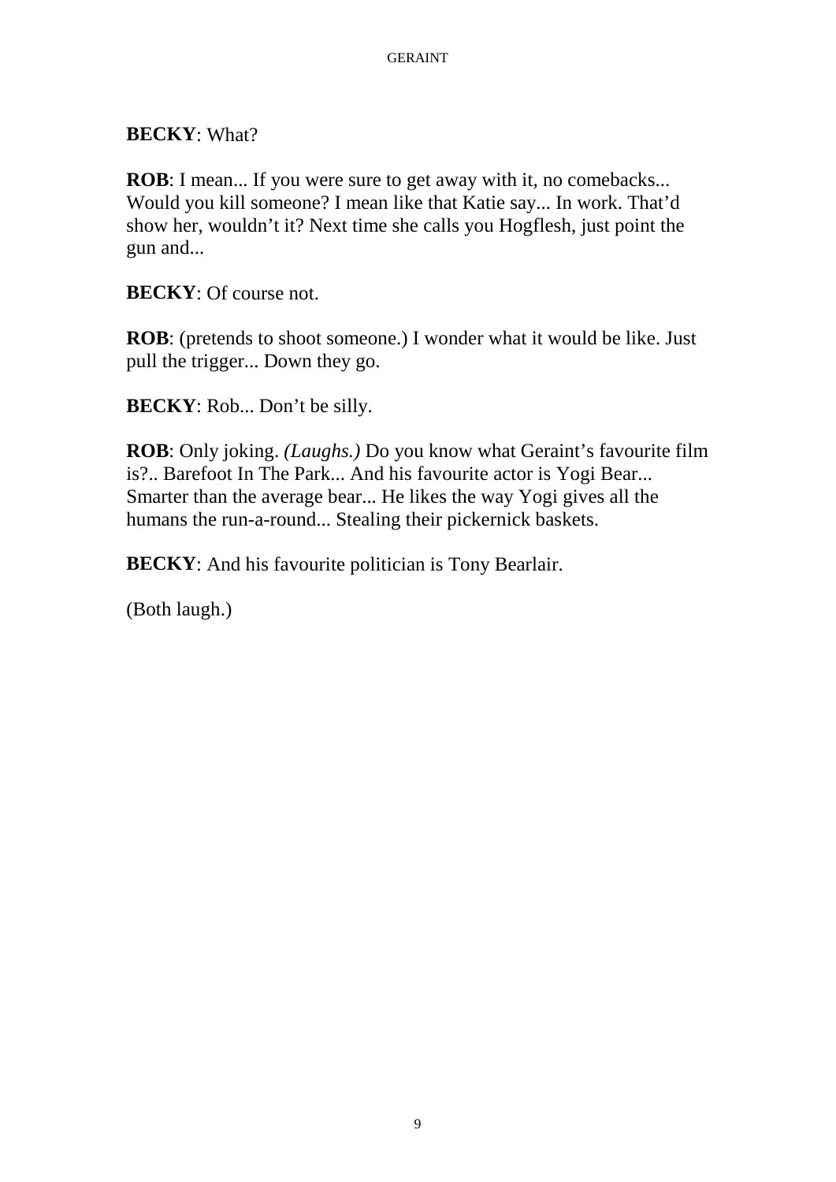**BECKY**: What?

**ROB**: I mean... If you were sure to get away with it, no comebacks... Would you kill someone? I mean like that Katie say... In work. That'd show her, wouldn't it? Next time she calls you Hogflesh, just point the gun and...

**BECKY**: Of course not.

**ROB**: (pretends to shoot someone.) I wonder what it would be like. Just pull the trigger... Down they go.

**BECKY**: Rob... Don't be silly.

**ROB**: Only joking. *(Laughs.)* Do you know what Geraint's favourite film is?.. Barefoot In The Park... And his favourite actor is Yogi Bear... Smarter than the average bear... He likes the way Yogi gives all the humans the run-a-round... Stealing their pickernick baskets.

**BECKY**: And his favourite politician is Tony Bearlair.

(Both laugh.)